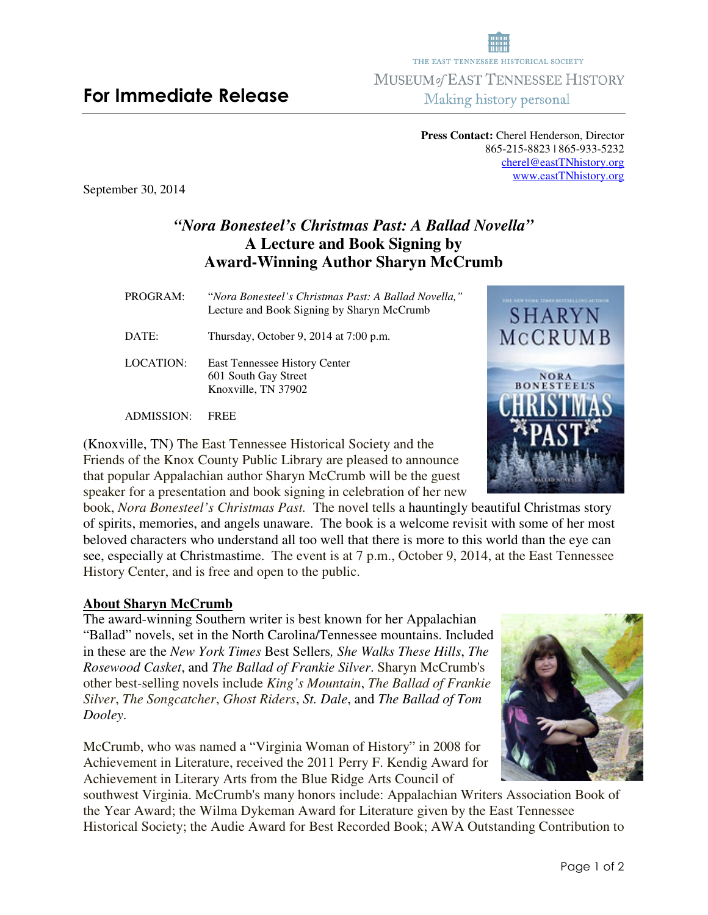THE EAST TENNESSEE HISTORICAL SOCIETY

MUSEUM *of* EAST TENNESSEE HISTORY

Making history personal

# For Immediate Release

**Press Contact:** Cherel Henderson, Director
865-215-8823 | 865-933-5232
cherel@eastTNhistory.org
www.eastTNhistory.org

September 30, 2014

## *"Nora Bonesteel's Christmas Past: A Ballad Novella"*
## A Lecture and Book Signing by
## Award-Winning Author Sharyn McCrumb

| | |
|---|---|
| PROGRAM: | "*Nora Bonesteel's Christmas Past: A Ballad Novella,*" Lecture and Book Signing by Sharyn McCrumb |
| DATE: | Thursday, October 9, 2014 at 7:00 p.m. |
| LOCATION: | East Tennessee History Center<br>601 South Gay Street<br>Knoxville, TN 37902 |
| ADMISSION: | FREE |

(Knoxville, TN) The East Tennessee Historical Society and the Friends of the Knox County Public Library are pleased to announce that popular Appalachian author Sharyn McCrumb will be the guest speaker for a presentation and book signing in celebration of her new book, *Nora Bonesteel's Christmas Past.* The novel tells a hauntingly beautiful Christmas story of spirits, memories, and angels unaware. The book is a welcome revisit with some of her most beloved characters who understand all too well that there is more to this world than the eye can see, especially at Christmastime. The event is at 7 p.m., October 9, 2014, at the East Tennessee History Center, and is free and open to the public.

**About Sharyn McCrumb**

The award-winning Southern writer is best known for her Appalachian "Ballad" novels, set in the North Carolina/Tennessee mountains. Included in these are the *New York Times* Best Sellers*, She Walks These Hills*, *The Rosewood Casket*, and *The Ballad of Frankie Silver*. Sharyn McCrumb's other best-selling novels include *King's Mountain*, *The Ballad of Frankie Silver*, *The Songcatcher*, *Ghost Riders*, *St. Dale*, and *The Ballad of Tom Dooley*.

McCrumb, who was named a "Virginia Woman of History" in 2008 for Achievement in Literature, received the 2011 Perry F. Kendig Award for Achievement in Literary Arts from the Blue Ridge Arts Council of southwest Virginia. McCrumb's many honors include: Appalachian Writers Association Book of the Year Award; the Wilma Dykeman Award for Literature given by the East Tennessee Historical Society; the Audie Award for Best Recorded Book; AWA Outstanding Contribution to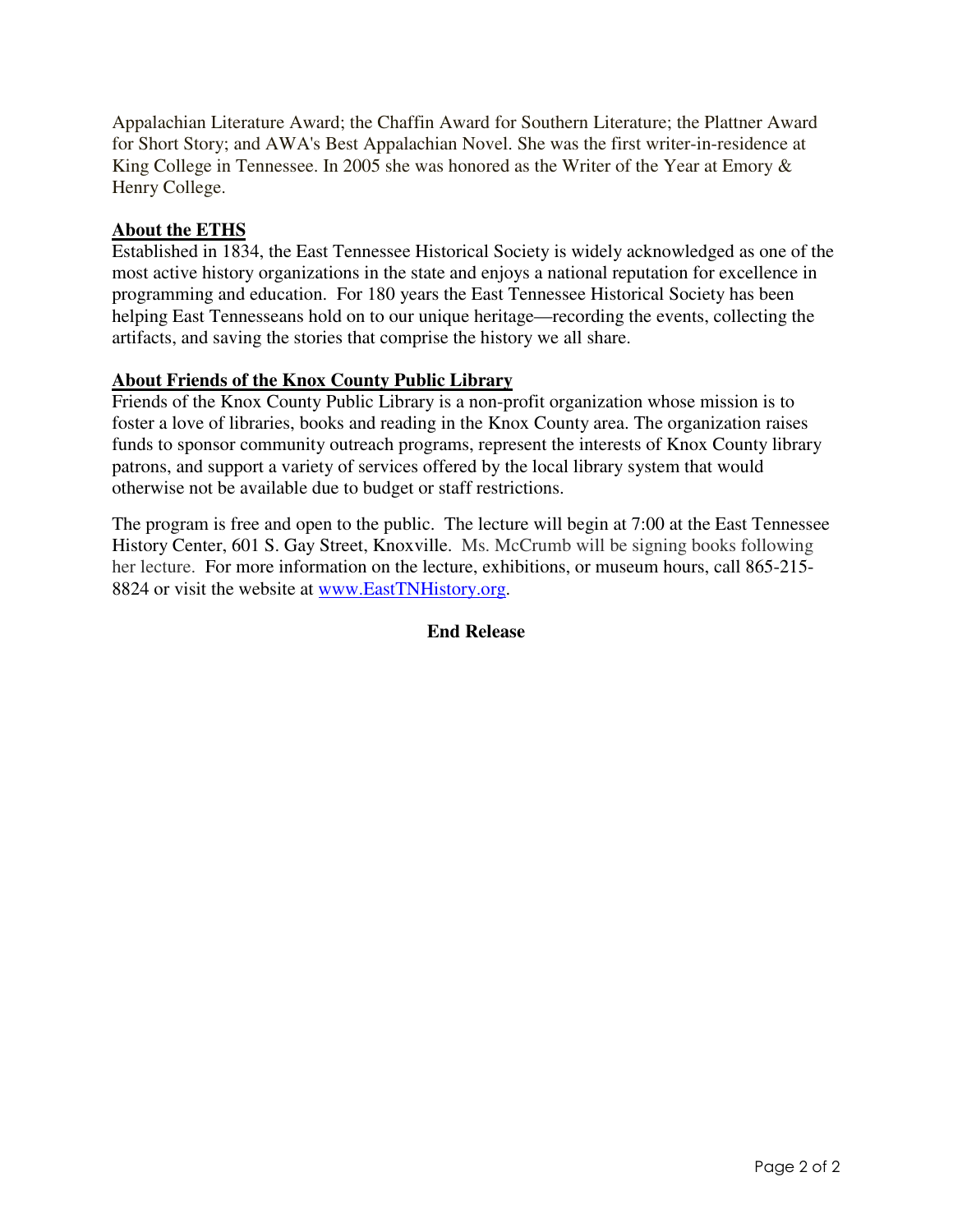Appalachian Literature Award; the Chaffin Award for Southern Literature; the Plattner Award for Short Story; and AWA's Best Appalachian Novel. She was the first writer-in-residence at King College in Tennessee. In 2005 she was honored as the Writer of the Year at Emory & Henry College.

**About the ETHS**

Established in 1834, the East Tennessee Historical Society is widely acknowledged as one of the most active history organizations in the state and enjoys a national reputation for excellence in programming and education. For 180 years the East Tennessee Historical Society has been helping East Tennesseans hold on to our unique heritage—recording the events, collecting the artifacts, and saving the stories that comprise the history we all share.

**About Friends of the Knox County Public Library**

Friends of the Knox County Public Library is a non-profit organization whose mission is to foster a love of libraries, books and reading in the Knox County area. The organization raises funds to sponsor community outreach programs, represent the interests of Knox County library patrons, and support a variety of services offered by the local library system that would otherwise not be available due to budget or staff restrictions.

The program is free and open to the public. The lecture will begin at 7:00 at the East Tennessee History Center, 601 S. Gay Street, Knoxville. Ms. McCrumb will be signing books following her lecture. For more information on the lecture, exhibitions, or museum hours, call 865-215-8824 or visit the website at [www.EastTNHistory.org](http://www.EastTNHistory.org).

**End Release**